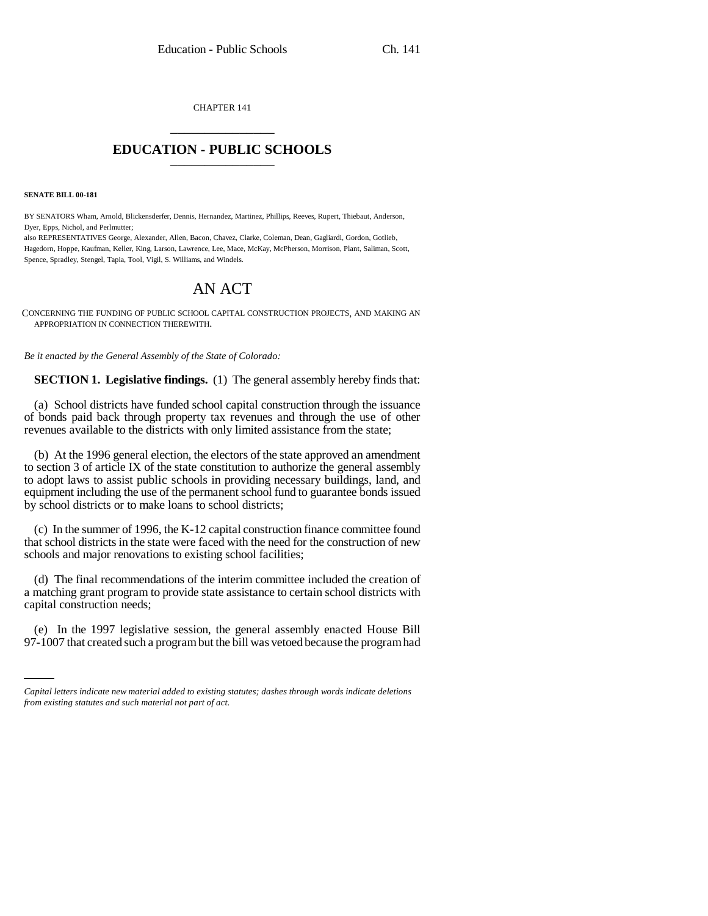CHAPTER 141

# EDUCATION - PUBLIC SCHOOLS

**SENATE BILL 00-181**

BY SENATORS Wham, Arnold, Blickensderfer, Dennis, Hernandez, Martinez, Phillips, Reeves, Rupert, Thiebaut, Anderson, Dyer, Epps, Nichol, and Perlmutter;

also REPRESENTATIVES George, Alexander, Allen, Bacon, Chavez, Clarke, Coleman, Dean, Gagliardi, Gordon, Gotlieb, Hagedorn, Hoppe, Kaufman, Keller, King, Larson, Lawrence, Lee, Mace, McKay, McPherson, Morrison, Plant, Saliman, Scott, Spence, Spradley, Stengel, Tapia, Tool, Vigil, S. Williams, and Windels.

# AN ACT

CONCERNING THE FUNDING OF PUBLIC SCHOOL CAPITAL CONSTRUCTION PROJECTS, AND MAKING AN APPROPRIATION IN CONNECTION THEREWITH.

*Be it enacted by the General Assembly of the State of Colorado:*

**SECTION 1. Legislative findings.** (1) The general assembly hereby finds that:

(a) School districts have funded school capital construction through the issuance of bonds paid back through property tax revenues and through the use of other revenues available to the districts with only limited assistance from the state;

(b) At the 1996 general election, the electors of the state approved an amendment to section 3 of article IX of the state constitution to authorize the general assembly to adopt laws to assist public schools in providing necessary buildings, land, and equipment including the use of the permanent school fund to guarantee bonds issued by school districts or to make loans to school districts;

(c) In the summer of 1996, the K-12 capital construction finance committee found that school districts in the state were faced with the need for the construction of new schools and major renovations to existing school facilities;

(d) The final recommendations of the interim committee included the creation of a matching grant program to provide state assistance to certain school districts with capital construction needs;

(e) In the 1997 legislative session, the general assembly enacted House Bill 97-1007 that created such a program but the bill was vetoed because the program had

*Capital letters indicate new material added to existing statutes; dashes through words indicate deletions from existing statutes and such material not part of act.*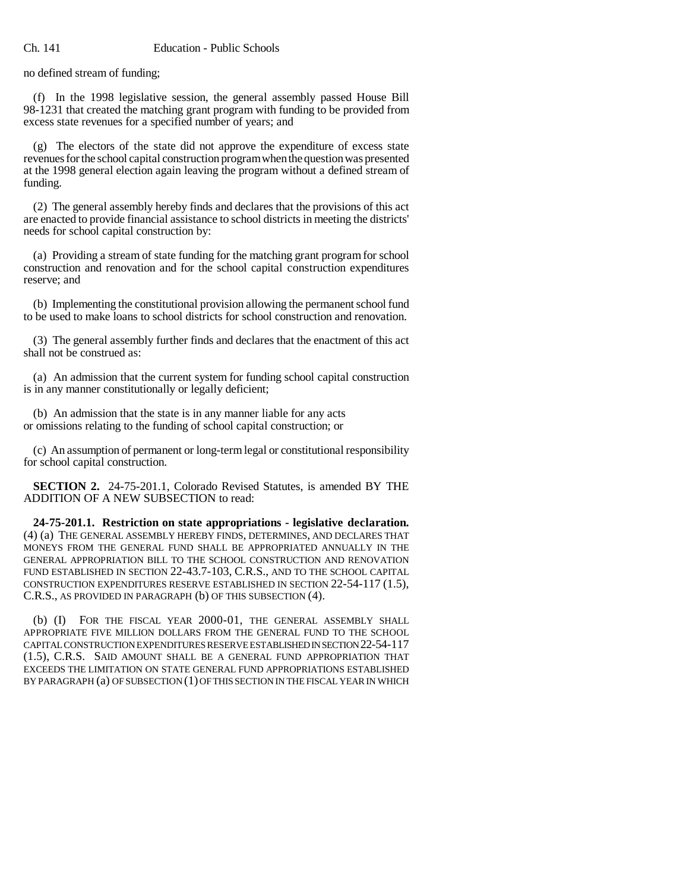no defined stream of funding;

(f) In the 1998 legislative session, the general assembly passed House Bill 98-1231 that created the matching grant program with funding to be provided from excess state revenues for a specified number of years; and

(g) The electors of the state did not approve the expenditure of excess state revenues for the school capital construction program when the question was presented at the 1998 general election again leaving the program without a defined stream of funding.

(2) The general assembly hereby finds and declares that the provisions of this act are enacted to provide financial assistance to school districts in meeting the districts' needs for school capital construction by:

(a) Providing a stream of state funding for the matching grant program for school construction and renovation and for the school capital construction expenditures reserve; and

(b) Implementing the constitutional provision allowing the permanent school fund to be used to make loans to school districts for school construction and renovation.

(3) The general assembly further finds and declares that the enactment of this act shall not be construed as:

(a) An admission that the current system for funding school capital construction is in any manner constitutionally or legally deficient;

(b) An admission that the state is in any manner liable for any acts or omissions relating to the funding of school capital construction; or

(c) An assumption of permanent or long-term legal or constitutional responsibility for school capital construction.

**SECTION 2.** 24-75-201.1, Colorado Revised Statutes, is amended BY THE ADDITION OF A NEW SUBSECTION to read:

**24-75-201.1. Restriction on state appropriations - legislative declaration.** (4) (a) THE GENERAL ASSEMBLY HEREBY FINDS, DETERMINES, AND DECLARES THAT MONEYS FROM THE GENERAL FUND SHALL BE APPROPRIATED ANNUALLY IN THE GENERAL APPROPRIATION BILL TO THE SCHOOL CONSTRUCTION AND RENOVATION FUND ESTABLISHED IN SECTION 22-43.7-103, C.R.S., AND TO THE SCHOOL CAPITAL CONSTRUCTION EXPENDITURES RESERVE ESTABLISHED IN SECTION 22-54-117 (1.5), C.R.S., AS PROVIDED IN PARAGRAPH (b) OF THIS SUBSECTION (4).

(b) (I) FOR THE FISCAL YEAR 2000-01, THE GENERAL ASSEMBLY SHALL APPROPRIATE FIVE MILLION DOLLARS FROM THE GENERAL FUND TO THE SCHOOL CAPITAL CONSTRUCTION EXPENDITURES RESERVE ESTABLISHED IN SECTION 22-54-117 (1.5), C.R.S. SAID AMOUNT SHALL BE A GENERAL FUND APPROPRIATION THAT EXCEEDS THE LIMITATION ON STATE GENERAL FUND APPROPRIATIONS ESTABLISHED BY PARAGRAPH (a) OF SUBSECTION (1) OF THIS SECTION IN THE FISCAL YEAR IN WHICH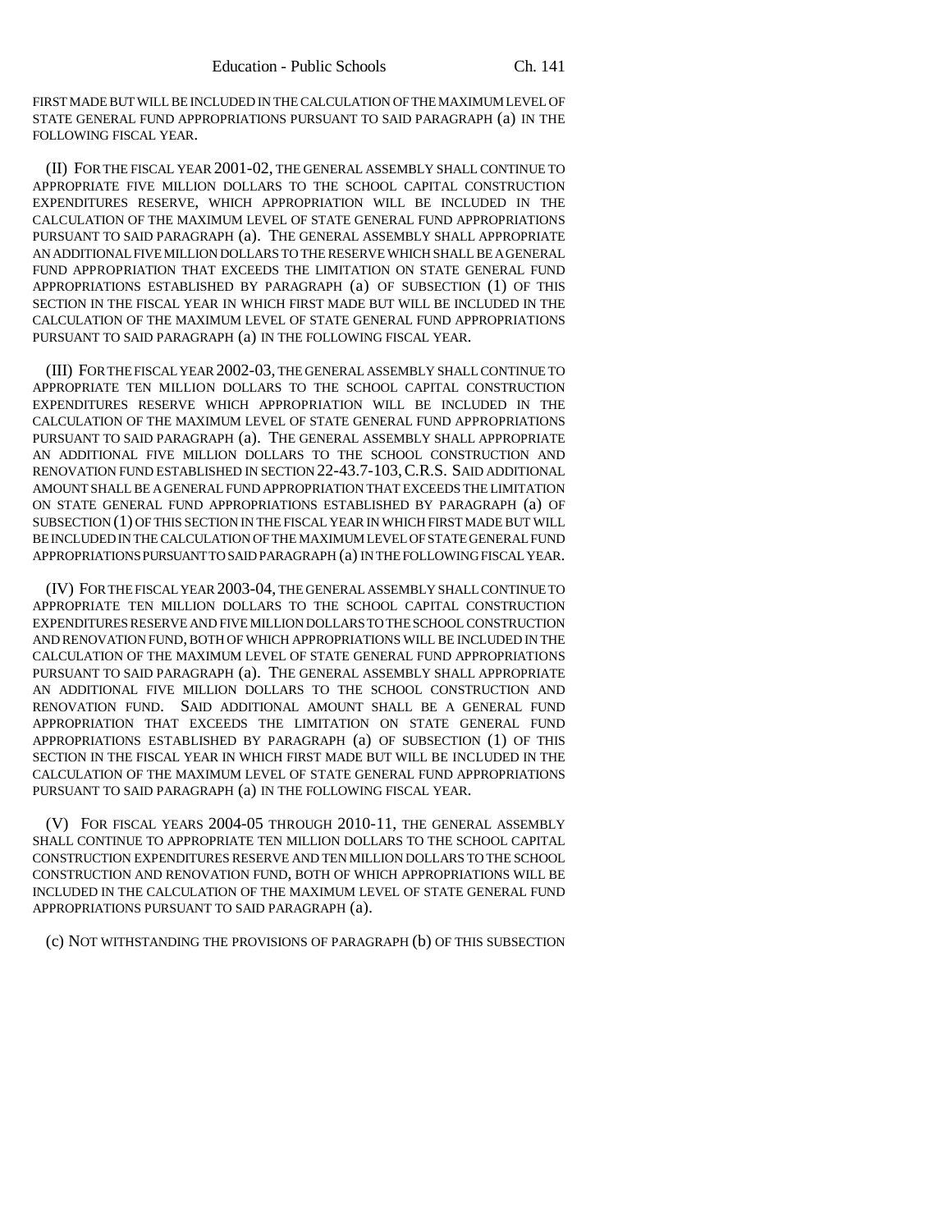FIRST MADE BUT WILL BE INCLUDED IN THE CALCULATION OF THE MAXIMUM LEVEL OF STATE GENERAL FUND APPROPRIATIONS PURSUANT TO SAID PARAGRAPH (a) IN THE FOLLOWING FISCAL YEAR.

(II) FOR THE FISCAL YEAR 2001-02, THE GENERAL ASSEMBLY SHALL CONTINUE TO APPROPRIATE FIVE MILLION DOLLARS TO THE SCHOOL CAPITAL CONSTRUCTION EXPENDITURES RESERVE, WHICH APPROPRIATION WILL BE INCLUDED IN THE CALCULATION OF THE MAXIMUM LEVEL OF STATE GENERAL FUND APPROPRIATIONS PURSUANT TO SAID PARAGRAPH (a). THE GENERAL ASSEMBLY SHALL APPROPRIATE AN ADDITIONAL FIVE MILLION DOLLARS TO THE RESERVE WHICH SHALL BE A GENERAL FUND APPROPRIATION THAT EXCEEDS THE LIMITATION ON STATE GENERAL FUND APPROPRIATIONS ESTABLISHED BY PARAGRAPH (a) OF SUBSECTION (1) OF THIS SECTION IN THE FISCAL YEAR IN WHICH FIRST MADE BUT WILL BE INCLUDED IN THE CALCULATION OF THE MAXIMUM LEVEL OF STATE GENERAL FUND APPROPRIATIONS PURSUANT TO SAID PARAGRAPH (a) IN THE FOLLOWING FISCAL YEAR.

(III) FOR THE FISCAL YEAR 2002-03, THE GENERAL ASSEMBLY SHALL CONTINUE TO APPROPRIATE TEN MILLION DOLLARS TO THE SCHOOL CAPITAL CONSTRUCTION EXPENDITURES RESERVE WHICH APPROPRIATION WILL BE INCLUDED IN THE CALCULATION OF THE MAXIMUM LEVEL OF STATE GENERAL FUND APPROPRIATIONS PURSUANT TO SAID PARAGRAPH (a). THE GENERAL ASSEMBLY SHALL APPROPRIATE AN ADDITIONAL FIVE MILLION DOLLARS TO THE SCHOOL CONSTRUCTION AND RENOVATION FUND ESTABLISHED IN SECTION 22-43.7-103, C.R.S. SAID ADDITIONAL AMOUNT SHALL BE A GENERAL FUND APPROPRIATION THAT EXCEEDS THE LIMITATION ON STATE GENERAL FUND APPROPRIATIONS ESTABLISHED BY PARAGRAPH (a) OF SUBSECTION (1) OF THIS SECTION IN THE FISCAL YEAR IN WHICH FIRST MADE BUT WILL BE INCLUDED IN THE CALCULATION OF THE MAXIMUM LEVEL OF STATE GENERAL FUND APPROPRIATIONS PURSUANT TO SAID PARAGRAPH (a) IN THE FOLLOWING FISCAL YEAR.

(IV) FOR THE FISCAL YEAR 2003-04, THE GENERAL ASSEMBLY SHALL CONTINUE TO APPROPRIATE TEN MILLION DOLLARS TO THE SCHOOL CAPITAL CONSTRUCTION EXPENDITURES RESERVE AND FIVE MILLION DOLLARS TO THE SCHOOL CONSTRUCTION AND RENOVATION FUND, BOTH OF WHICH APPROPRIATIONS WILL BE INCLUDED IN THE CALCULATION OF THE MAXIMUM LEVEL OF STATE GENERAL FUND APPROPRIATIONS PURSUANT TO SAID PARAGRAPH (a). THE GENERAL ASSEMBLY SHALL APPROPRIATE AN ADDITIONAL FIVE MILLION DOLLARS TO THE SCHOOL CONSTRUCTION AND RENOVATION FUND. SAID ADDITIONAL AMOUNT SHALL BE A GENERAL FUND APPROPRIATION THAT EXCEEDS THE LIMITATION ON STATE GENERAL FUND APPROPRIATIONS ESTABLISHED BY PARAGRAPH (a) OF SUBSECTION (1) OF THIS SECTION IN THE FISCAL YEAR IN WHICH FIRST MADE BUT WILL BE INCLUDED IN THE CALCULATION OF THE MAXIMUM LEVEL OF STATE GENERAL FUND APPROPRIATIONS PURSUANT TO SAID PARAGRAPH (a) IN THE FOLLOWING FISCAL YEAR.

(V) FOR FISCAL YEARS 2004-05 THROUGH 2010-11, THE GENERAL ASSEMBLY SHALL CONTINUE TO APPROPRIATE TEN MILLION DOLLARS TO THE SCHOOL CAPITAL CONSTRUCTION EXPENDITURES RESERVE AND TEN MILLION DOLLARS TO THE SCHOOL CONSTRUCTION AND RENOVATION FUND, BOTH OF WHICH APPROPRIATIONS WILL BE INCLUDED IN THE CALCULATION OF THE MAXIMUM LEVEL OF STATE GENERAL FUND APPROPRIATIONS PURSUANT TO SAID PARAGRAPH (a).

(c) NOT WITHSTANDING THE PROVISIONS OF PARAGRAPH (b) OF THIS SUBSECTION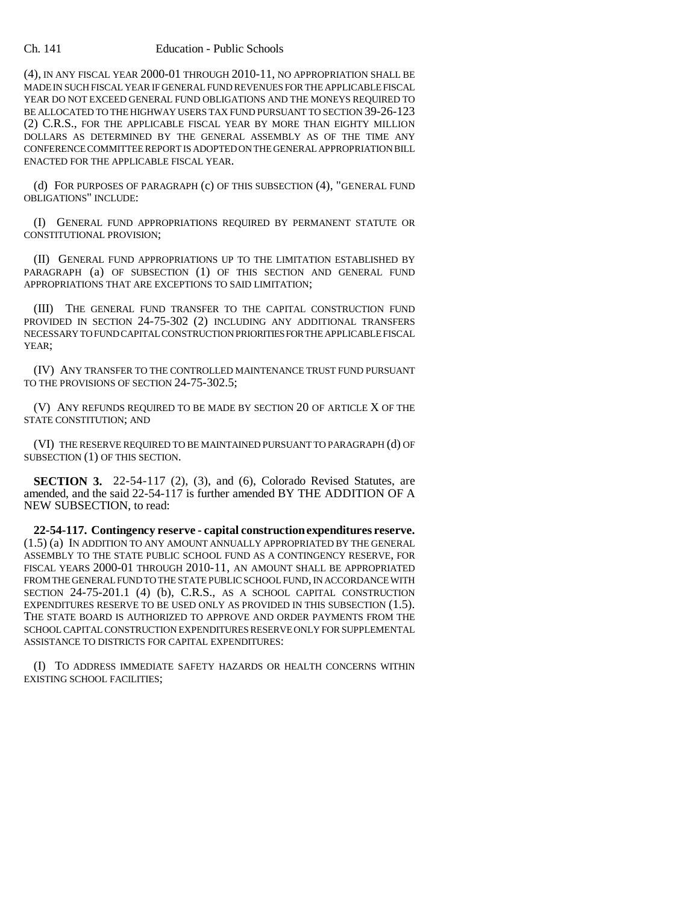(4), IN ANY FISCAL YEAR 2000-01 THROUGH 2010-11, NO APPROPRIATION SHALL BE MADE IN SUCH FISCAL YEAR IF GENERAL FUND REVENUES FOR THE APPLICABLE FISCAL YEAR DO NOT EXCEED GENERAL FUND OBLIGATIONS AND THE MONEYS REQUIRED TO BE ALLOCATED TO THE HIGHWAY USERS TAX FUND PURSUANT TO SECTION 39-26-123 (2) C.R.S., FOR THE APPLICABLE FISCAL YEAR BY MORE THAN EIGHTY MILLION DOLLARS AS DETERMINED BY THE GENERAL ASSEMBLY AS OF THE TIME ANY CONFERENCE COMMITTEE REPORT IS ADOPTED ON THE GENERAL APPROPRIATION BILL ENACTED FOR THE APPLICABLE FISCAL YEAR.

(d) FOR PURPOSES OF PARAGRAPH (c) OF THIS SUBSECTION (4), "GENERAL FUND OBLIGATIONS" INCLUDE:

(I) GENERAL FUND APPROPRIATIONS REQUIRED BY PERMANENT STATUTE OR CONSTITUTIONAL PROVISION;

(II) GENERAL FUND APPROPRIATIONS UP TO THE LIMITATION ESTABLISHED BY PARAGRAPH (a) OF SUBSECTION (1) OF THIS SECTION AND GENERAL FUND APPROPRIATIONS THAT ARE EXCEPTIONS TO SAID LIMITATION;

(III) THE GENERAL FUND TRANSFER TO THE CAPITAL CONSTRUCTION FUND PROVIDED IN SECTION 24-75-302 (2) INCLUDING ANY ADDITIONAL TRANSFERS NECESSARY TO FUND CAPITAL CONSTRUCTION PRIORITIES FOR THE APPLICABLE FISCAL YEAR;

(IV) ANY TRANSFER TO THE CONTROLLED MAINTENANCE TRUST FUND PURSUANT TO THE PROVISIONS OF SECTION 24-75-302.5;

(V) ANY REFUNDS REQUIRED TO BE MADE BY SECTION 20 OF ARTICLE X OF THE STATE CONSTITUTION; AND

(VI) THE RESERVE REQUIRED TO BE MAINTAINED PURSUANT TO PARAGRAPH (d) OF SUBSECTION (1) OF THIS SECTION.

**SECTION 3.** 22-54-117 (2), (3), and (6), Colorado Revised Statutes, are amended, and the said 22-54-117 is further amended BY THE ADDITION OF A NEW SUBSECTION, to read:

**22-54-117. Contingency reserve - capital construction expenditures reserve.** (1.5) (a) IN ADDITION TO ANY AMOUNT ANNUALLY APPROPRIATED BY THE GENERAL ASSEMBLY TO THE STATE PUBLIC SCHOOL FUND AS A CONTINGENCY RESERVE, FOR FISCAL YEARS 2000-01 THROUGH 2010-11, AN AMOUNT SHALL BE APPROPRIATED FROM THE GENERAL FUND TO THE STATE PUBLIC SCHOOL FUND, IN ACCORDANCE WITH SECTION 24-75-201.1 (4) (b), C.R.S., AS A SCHOOL CAPITAL CONSTRUCTION EXPENDITURES RESERVE TO BE USED ONLY AS PROVIDED IN THIS SUBSECTION (1.5). THE STATE BOARD IS AUTHORIZED TO APPROVE AND ORDER PAYMENTS FROM THE SCHOOL CAPITAL CONSTRUCTION EXPENDITURES RESERVE ONLY FOR SUPPLEMENTAL ASSISTANCE TO DISTRICTS FOR CAPITAL EXPENDITURES:

(I) TO ADDRESS IMMEDIATE SAFETY HAZARDS OR HEALTH CONCERNS WITHIN EXISTING SCHOOL FACILITIES;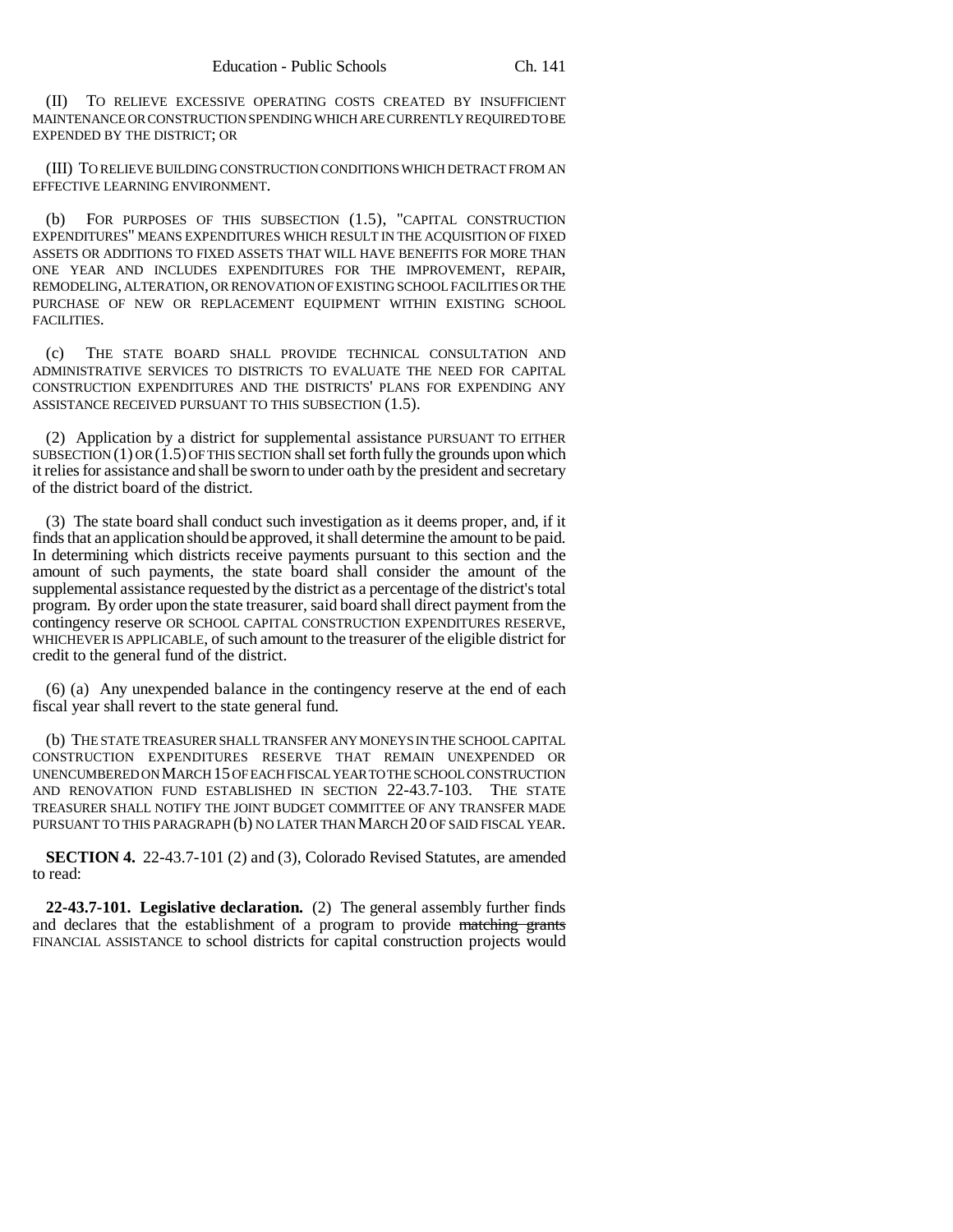(II) TO RELIEVE EXCESSIVE OPERATING COSTS CREATED BY INSUFFICIENT MAINTENANCE OR CONSTRUCTION SPENDING WHICH ARE CURRENTLY REQUIRED TO BE EXPENDED BY THE DISTRICT; OR

(III) TO RELIEVE BUILDING CONSTRUCTION CONDITIONS WHICH DETRACT FROM AN EFFECTIVE LEARNING ENVIRONMENT.

(b) FOR PURPOSES OF THIS SUBSECTION (1.5), "CAPITAL CONSTRUCTION EXPENDITURES" MEANS EXPENDITURES WHICH RESULT IN THE ACQUISITION OF FIXED ASSETS OR ADDITIONS TO FIXED ASSETS THAT WILL HAVE BENEFITS FOR MORE THAN ONE YEAR AND INCLUDES EXPENDITURES FOR THE IMPROVEMENT, REPAIR, REMODELING, ALTERATION, OR RENOVATION OF EXISTING SCHOOL FACILITIES OR THE PURCHASE OF NEW OR REPLACEMENT EQUIPMENT WITHIN EXISTING SCHOOL FACILITIES.

(c) THE STATE BOARD SHALL PROVIDE TECHNICAL CONSULTATION AND ADMINISTRATIVE SERVICES TO DISTRICTS TO EVALUATE THE NEED FOR CAPITAL CONSTRUCTION EXPENDITURES AND THE DISTRICTS' PLANS FOR EXPENDING ANY ASSISTANCE RECEIVED PURSUANT TO THIS SUBSECTION (1.5).

(2) Application by a district for supplemental assistance PURSUANT TO EITHER SUBSECTION (1) OR (1.5) OF THIS SECTION shall set forth fully the grounds upon which it relies for assistance and shall be sworn to under oath by the president and secretary of the district board of the district.

(3) The state board shall conduct such investigation as it deems proper, and, if it finds that an application should be approved, it shall determine the amount to be paid. In determining which districts receive payments pursuant to this section and the amount of such payments, the state board shall consider the amount of the supplemental assistance requested by the district as a percentage of the district's total program. By order upon the state treasurer, said board shall direct payment from the contingency reserve OR SCHOOL CAPITAL CONSTRUCTION EXPENDITURES RESERVE, WHICHEVER IS APPLICABLE, of such amount to the treasurer of the eligible district for credit to the general fund of the district.

(6) (a) Any unexpended balance in the contingency reserve at the end of each fiscal year shall revert to the state general fund.

(b) THE STATE TREASURER SHALL TRANSFER ANY MONEYS IN THE SCHOOL CAPITAL CONSTRUCTION EXPENDITURES RESERVE THAT REMAIN UNEXPENDED OR UNENCUMBERED ON MARCH 15 OF EACH FISCAL YEAR TO THE SCHOOL CONSTRUCTION AND RENOVATION FUND ESTABLISHED IN SECTION 22-43.7-103. THE STATE TREASURER SHALL NOTIFY THE JOINT BUDGET COMMITTEE OF ANY TRANSFER MADE PURSUANT TO THIS PARAGRAPH (b) NO LATER THAN MARCH 20 OF SAID FISCAL YEAR.

**SECTION 4.** 22-43.7-101 (2) and (3), Colorado Revised Statutes, are amended to read:

**22-43.7-101. Legislative declaration.** (2) The general assembly further finds and declares that the establishment of a program to provide ~~matching grants~~ FINANCIAL ASSISTANCE to school districts for capital construction projects would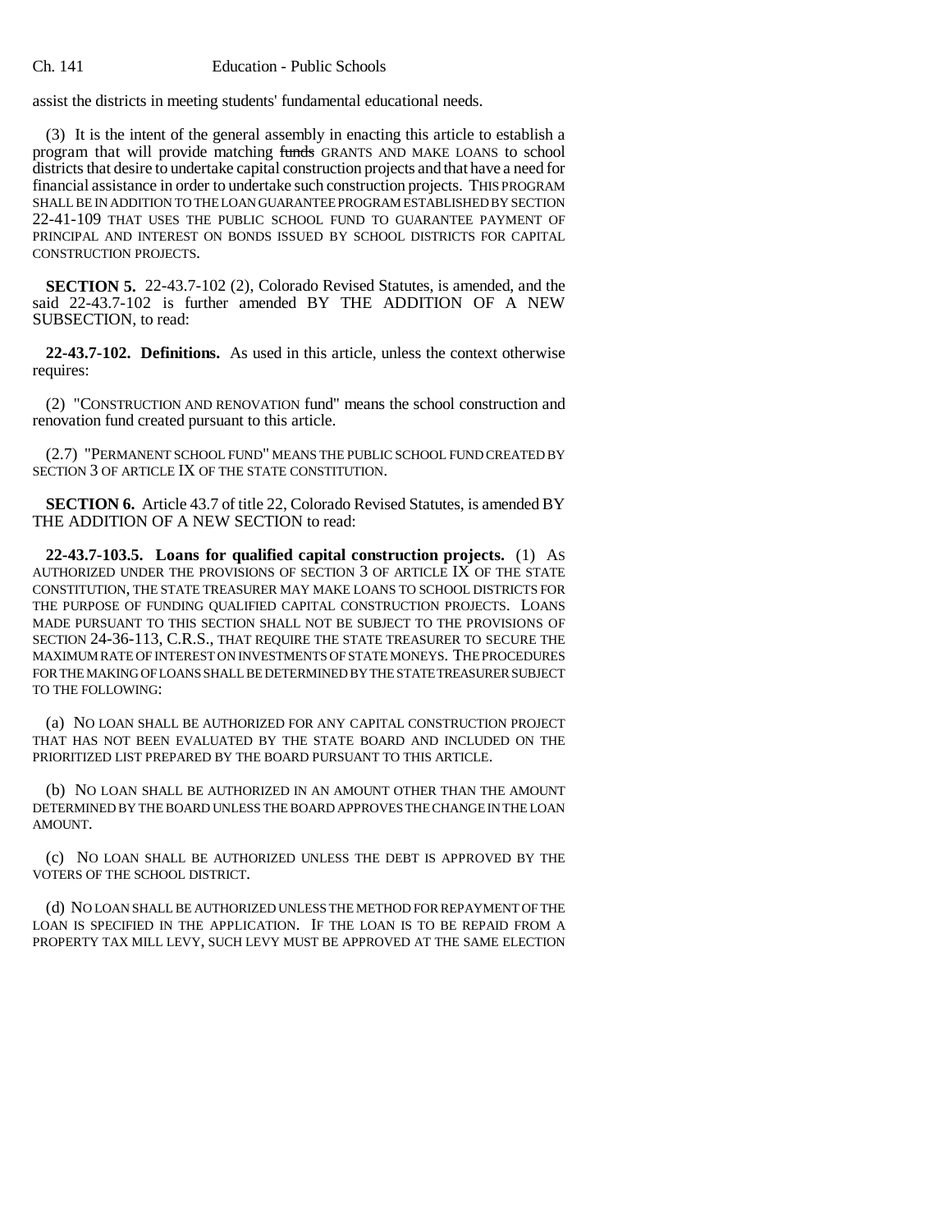assist the districts in meeting students' fundamental educational needs.

(3) It is the intent of the general assembly in enacting this article to establish a program that will provide matching ~~funds~~ GRANTS AND MAKE LOANS to school districts that desire to undertake capital construction projects and that have a need for financial assistance in order to undertake such construction projects. THIS PROGRAM SHALL BE IN ADDITION TO THE LOAN GUARANTEE PROGRAM ESTABLISHED BY SECTION 22-41-109 THAT USES THE PUBLIC SCHOOL FUND TO GUARANTEE PAYMENT OF PRINCIPAL AND INTEREST ON BONDS ISSUED BY SCHOOL DISTRICTS FOR CAPITAL CONSTRUCTION PROJECTS.

**SECTION 5.** 22-43.7-102 (2), Colorado Revised Statutes, is amended, and the said 22-43.7-102 is further amended BY THE ADDITION OF A NEW SUBSECTION, to read:

**22-43.7-102. Definitions.** As used in this article, unless the context otherwise requires:

(2) "CONSTRUCTION AND RENOVATION fund" means the school construction and renovation fund created pursuant to this article.

(2.7) "PERMANENT SCHOOL FUND" MEANS THE PUBLIC SCHOOL FUND CREATED BY SECTION 3 OF ARTICLE IX OF THE STATE CONSTITUTION.

**SECTION 6.** Article 43.7 of title 22, Colorado Revised Statutes, is amended BY THE ADDITION OF A NEW SECTION to read:

**22-43.7-103.5. Loans for qualified capital construction projects.** (1) AS AUTHORIZED UNDER THE PROVISIONS OF SECTION 3 OF ARTICLE IX OF THE STATE CONSTITUTION, THE STATE TREASURER MAY MAKE LOANS TO SCHOOL DISTRICTS FOR THE PURPOSE OF FUNDING QUALIFIED CAPITAL CONSTRUCTION PROJECTS. LOANS MADE PURSUANT TO THIS SECTION SHALL NOT BE SUBJECT TO THE PROVISIONS OF SECTION 24-36-113, C.R.S., THAT REQUIRE THE STATE TREASURER TO SECURE THE MAXIMUM RATE OF INTEREST ON INVESTMENTS OF STATE MONEYS. THE PROCEDURES FOR THE MAKING OF LOANS SHALL BE DETERMINED BY THE STATE TREASURER SUBJECT TO THE FOLLOWING:

(a) NO LOAN SHALL BE AUTHORIZED FOR ANY CAPITAL CONSTRUCTION PROJECT THAT HAS NOT BEEN EVALUATED BY THE STATE BOARD AND INCLUDED ON THE PRIORITIZED LIST PREPARED BY THE BOARD PURSUANT TO THIS ARTICLE.

(b) NO LOAN SHALL BE AUTHORIZED IN AN AMOUNT OTHER THAN THE AMOUNT DETERMINED BY THE BOARD UNLESS THE BOARD APPROVES THE CHANGE IN THE LOAN AMOUNT.

(c) NO LOAN SHALL BE AUTHORIZED UNLESS THE DEBT IS APPROVED BY THE VOTERS OF THE SCHOOL DISTRICT.

(d) NO LOAN SHALL BE AUTHORIZED UNLESS THE METHOD FOR REPAYMENT OF THE LOAN IS SPECIFIED IN THE APPLICATION. IF THE LOAN IS TO BE REPAID FROM A PROPERTY TAX MILL LEVY, SUCH LEVY MUST BE APPROVED AT THE SAME ELECTION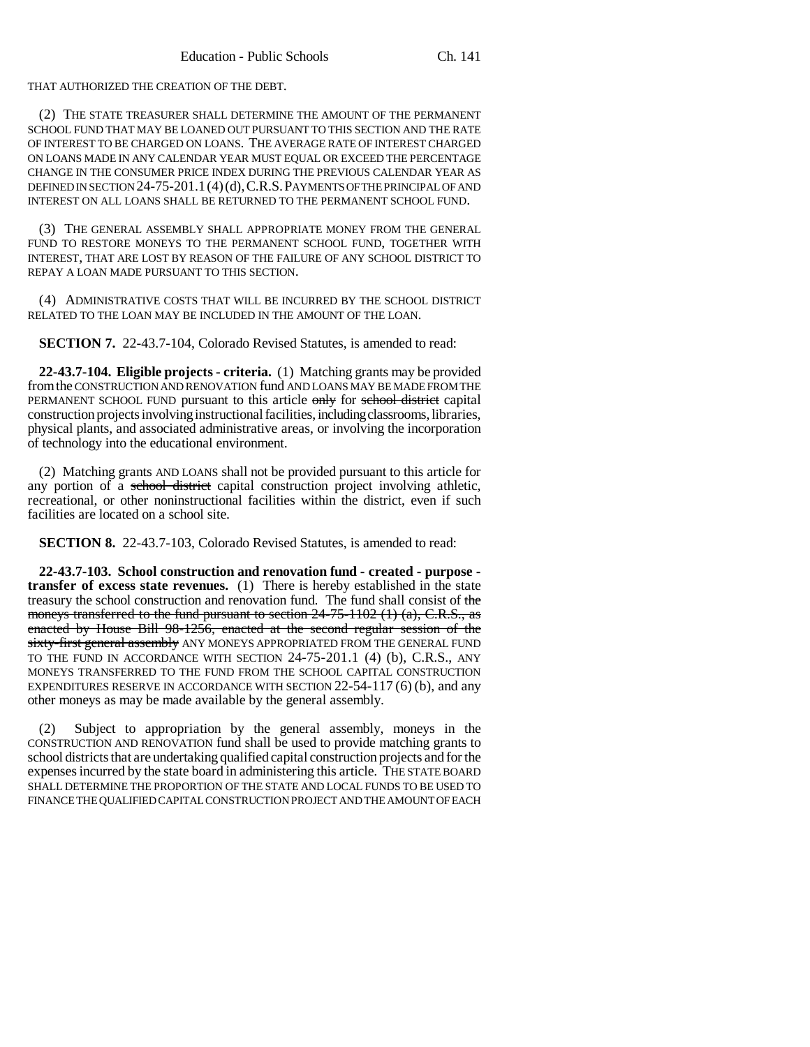THAT AUTHORIZED THE CREATION OF THE DEBT.

(2) THE STATE TREASURER SHALL DETERMINE THE AMOUNT OF THE PERMANENT SCHOOL FUND THAT MAY BE LOANED OUT PURSUANT TO THIS SECTION AND THE RATE OF INTEREST TO BE CHARGED ON LOANS. THE AVERAGE RATE OF INTEREST CHARGED ON LOANS MADE IN ANY CALENDAR YEAR MUST EQUAL OR EXCEED THE PERCENTAGE CHANGE IN THE CONSUMER PRICE INDEX DURING THE PREVIOUS CALENDAR YEAR AS DEFINED IN SECTION 24-75-201.1 (4) (d), C.R.S. PAYMENTS OF THE PRINCIPAL OF AND INTEREST ON ALL LOANS SHALL BE RETURNED TO THE PERMANENT SCHOOL FUND.

(3) THE GENERAL ASSEMBLY SHALL APPROPRIATE MONEY FROM THE GENERAL FUND TO RESTORE MONEYS TO THE PERMANENT SCHOOL FUND, TOGETHER WITH INTEREST, THAT ARE LOST BY REASON OF THE FAILURE OF ANY SCHOOL DISTRICT TO REPAY A LOAN MADE PURSUANT TO THIS SECTION.

(4) ADMINISTRATIVE COSTS THAT WILL BE INCURRED BY THE SCHOOL DISTRICT RELATED TO THE LOAN MAY BE INCLUDED IN THE AMOUNT OF THE LOAN.

**SECTION 7.** 22-43.7-104, Colorado Revised Statutes, is amended to read:

**22-43.7-104. Eligible projects - criteria.** (1) Matching grants may be provided from the CONSTRUCTION AND RENOVATION fund AND LOANS MAY BE MADE FROM THE PERMANENT SCHOOL FUND pursuant to this article ~~only~~ for ~~school district~~ capital construction projects involving instructional facilities, including classrooms, libraries, physical plants, and associated administrative areas, or involving the incorporation of technology into the educational environment.

(2) Matching grants AND LOANS shall not be provided pursuant to this article for any portion of a ~~school district~~ capital construction project involving athletic, recreational, or other noninstructional facilities within the district, even if such facilities are located on a school site.

**SECTION 8.** 22-43.7-103, Colorado Revised Statutes, is amended to read:

**22-43.7-103. School construction and renovation fund - created - purpose - transfer of excess state revenues.** (1) There is hereby established in the state treasury the school construction and renovation fund. The fund shall consist of ~~the moneys transferred to the fund pursuant to section 24-75-1102 (1) (a), C.R.S., as enacted by House Bill 98-1256, enacted at the second regular session of the sixty-first general assembly~~ ANY MONEYS APPROPRIATED FROM THE GENERAL FUND TO THE FUND IN ACCORDANCE WITH SECTION 24-75-201.1 (4) (b), C.R.S., ANY MONEYS TRANSFERRED TO THE FUND FROM THE SCHOOL CAPITAL CONSTRUCTION EXPENDITURES RESERVE IN ACCORDANCE WITH SECTION 22-54-117 (6) (b), and any other moneys as may be made available by the general assembly.

(2) Subject to appropriation by the general assembly, moneys in the CONSTRUCTION AND RENOVATION fund shall be used to provide matching grants to school districts that are undertaking qualified capital construction projects and for the expenses incurred by the state board in administering this article. THE STATE BOARD SHALL DETERMINE THE PROPORTION OF THE STATE AND LOCAL FUNDS TO BE USED TO FINANCE THE QUALIFIED CAPITAL CONSTRUCTION PROJECT AND THE AMOUNT OF EACH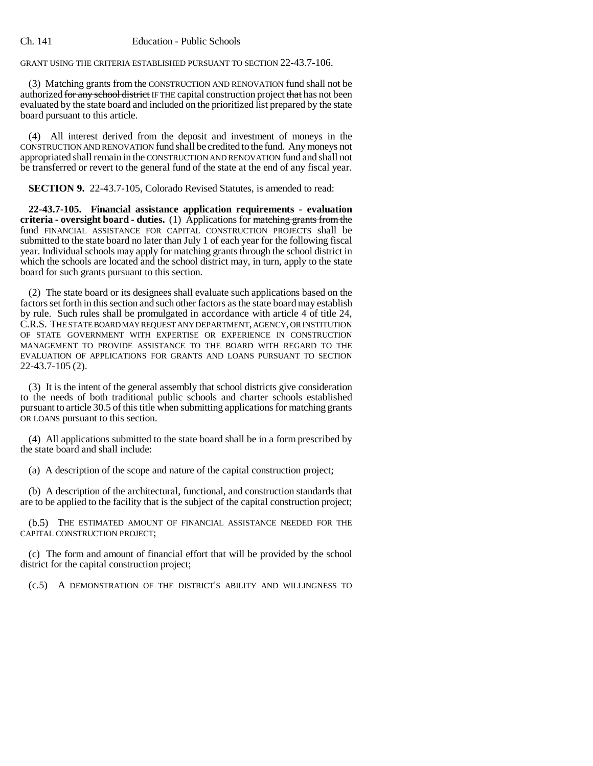GRANT USING THE CRITERIA ESTABLISHED PURSUANT TO SECTION 22-43.7-106.

(3) Matching grants from the CONSTRUCTION AND RENOVATION fund shall not be authorized ~~for any school district~~ IF THE capital construction project ~~that~~ has not been evaluated by the state board and included on the prioritized list prepared by the state board pursuant to this article.

(4) All interest derived from the deposit and investment of moneys in the CONSTRUCTION AND RENOVATION fund shall be credited to the fund. Any moneys not appropriated shall remain in the CONSTRUCTION AND RENOVATION fund and shall not be transferred or revert to the general fund of the state at the end of any fiscal year.

**SECTION 9.** 22-43.7-105, Colorado Revised Statutes, is amended to read:

**22-43.7-105. Financial assistance application requirements - evaluation criteria - oversight board - duties.** (1) Applications for ~~matching grants from the fund~~ FINANCIAL ASSISTANCE FOR CAPITAL CONSTRUCTION PROJECTS shall be submitted to the state board no later than July 1 of each year for the following fiscal year. Individual schools may apply for matching grants through the school district in which the schools are located and the school district may, in turn, apply to the state board for such grants pursuant to this section.

(2) The state board or its designees shall evaluate such applications based on the factors set forth in this section and such other factors as the state board may establish by rule. Such rules shall be promulgated in accordance with article 4 of title 24, C.R.S. THE STATE BOARD MAY REQUEST ANY DEPARTMENT, AGENCY, OR INSTITUTION OF STATE GOVERNMENT WITH EXPERTISE OR EXPERIENCE IN CONSTRUCTION MANAGEMENT TO PROVIDE ASSISTANCE TO THE BOARD WITH REGARD TO THE EVALUATION OF APPLICATIONS FOR GRANTS AND LOANS PURSUANT TO SECTION 22-43.7-105 (2).

(3) It is the intent of the general assembly that school districts give consideration to the needs of both traditional public schools and charter schools established pursuant to article 30.5 of this title when submitting applications for matching grants OR LOANS pursuant to this section.

(4) All applications submitted to the state board shall be in a form prescribed by the state board and shall include:

(a) A description of the scope and nature of the capital construction project;

(b) A description of the architectural, functional, and construction standards that are to be applied to the facility that is the subject of the capital construction project;

(b.5) THE ESTIMATED AMOUNT OF FINANCIAL ASSISTANCE NEEDED FOR THE CAPITAL CONSTRUCTION PROJECT;

(c) The form and amount of financial effort that will be provided by the school district for the capital construction project;

(c.5) A DEMONSTRATION OF THE DISTRICT'S ABILITY AND WILLINGNESS TO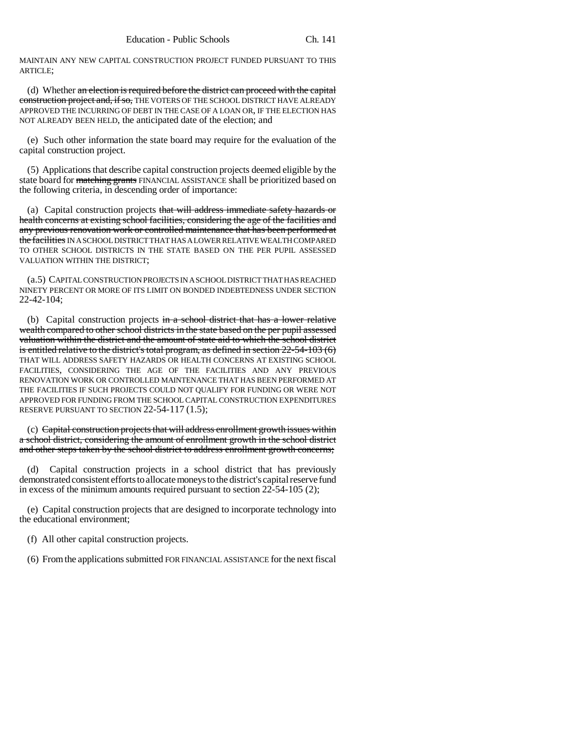MAINTAIN ANY NEW CAPITAL CONSTRUCTION PROJECT FUNDED PURSUANT TO THIS ARTICLE;

(d) Whether ~~an election is required before the district can proceed with the capital construction project and, if so,~~ THE VOTERS OF THE SCHOOL DISTRICT HAVE ALREADY APPROVED THE INCURRING OF DEBT IN THE CASE OF A LOAN OR, IF THE ELECTION HAS NOT ALREADY BEEN HELD, the anticipated date of the election; and

(e) Such other information the state board may require for the evaluation of the capital construction project.

(5) Applications that describe capital construction projects deemed eligible by the state board for ~~matching grants~~ FINANCIAL ASSISTANCE shall be prioritized based on the following criteria, in descending order of importance:

(a) Capital construction projects ~~that will address immediate safety hazards or health concerns at existing school facilities, considering the age of the facilities and any previous renovation work or controlled maintenance that has been performed at the facilities~~ IN A SCHOOL DISTRICT THAT HAS A LOWER RELATIVE WEALTH COMPARED TO OTHER SCHOOL DISTRICTS IN THE STATE BASED ON THE PER PUPIL ASSESSED VALUATION WITHIN THE DISTRICT;

(a.5) CAPITAL CONSTRUCTION PROJECTS IN A SCHOOL DISTRICT THAT HAS REACHED NINETY PERCENT OR MORE OF ITS LIMIT ON BONDED INDEBTEDNESS UNDER SECTION 22-42-104;

(b) Capital construction projects ~~in a school district that has a lower relative wealth compared to other school districts in the state based on the per pupil assessed valuation within the district and the amount of state aid to which the school district is entitled relative to the district's total program, as defined in section 22-54-103 (6)~~ THAT WILL ADDRESS SAFETY HAZARDS OR HEALTH CONCERNS AT EXISTING SCHOOL FACILITIES, CONSIDERING THE AGE OF THE FACILITIES AND ANY PREVIOUS RENOVATION WORK OR CONTROLLED MAINTENANCE THAT HAS BEEN PERFORMED AT THE FACILITIES IF SUCH PROJECTS COULD NOT QUALIFY FOR FUNDING OR WERE NOT APPROVED FOR FUNDING FROM THE SCHOOL CAPITAL CONSTRUCTION EXPENDITURES RESERVE PURSUANT TO SECTION 22-54-117 (1.5);

(c) ~~Capital construction projects that will address enrollment growth issues within a school district, considering the amount of enrollment growth in the school district and other steps taken by the school district to address enrollment growth concerns;~~

(d) Capital construction projects in a school district that has previously demonstrated consistent efforts to allocate moneys to the district's capital reserve fund in excess of the minimum amounts required pursuant to section 22-54-105 (2);

(e) Capital construction projects that are designed to incorporate technology into the educational environment;

(f) All other capital construction projects.

(6) From the applications submitted FOR FINANCIAL ASSISTANCE for the next fiscal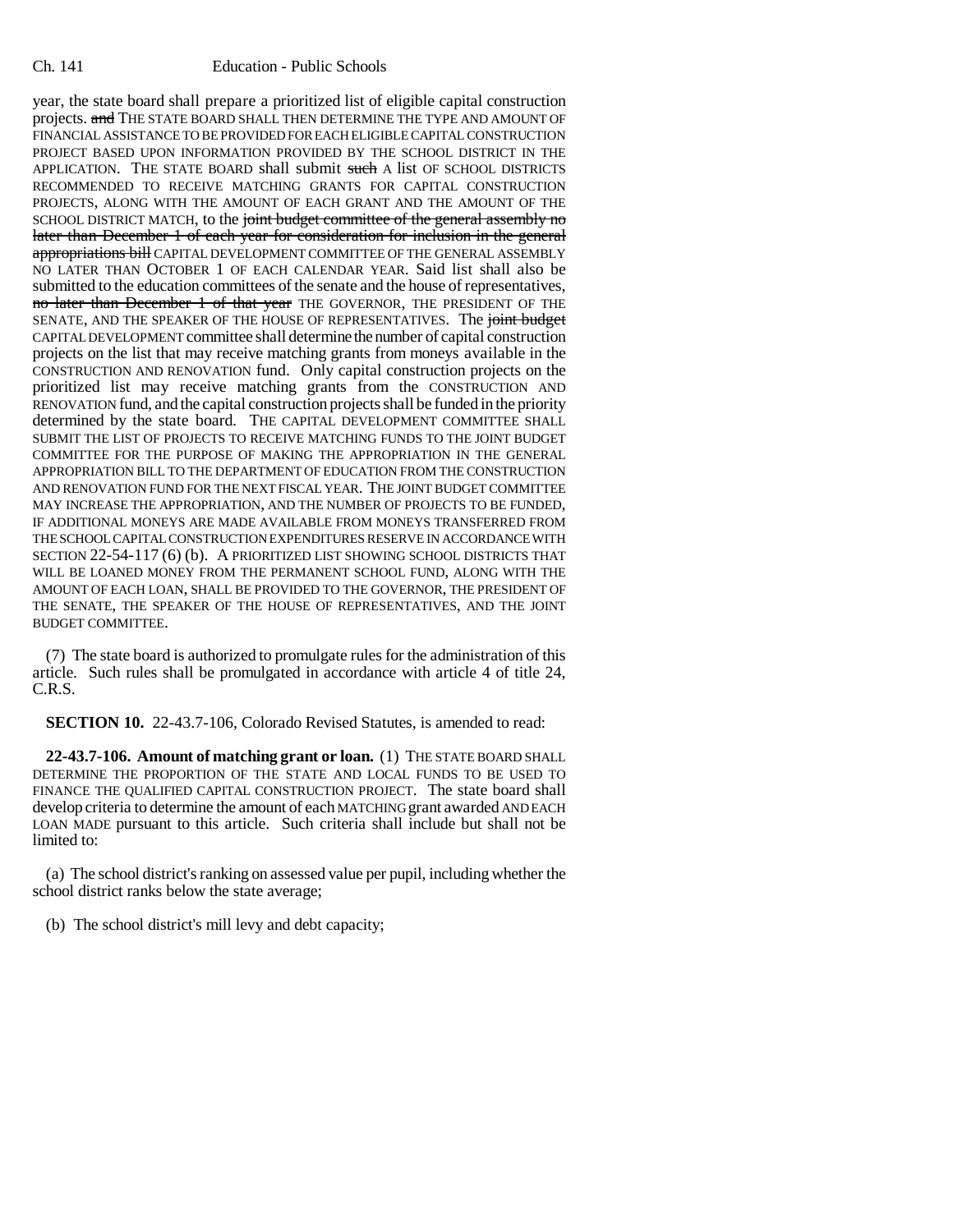year, the state board shall prepare a prioritized list of eligible capital construction projects. ~~and~~ THE STATE BOARD SHALL THEN DETERMINE THE TYPE AND AMOUNT OF FINANCIAL ASSISTANCE TO BE PROVIDED FOR EACH ELIGIBLE CAPITAL CONSTRUCTION PROJECT BASED UPON INFORMATION PROVIDED BY THE SCHOOL DISTRICT IN THE APPLICATION. THE STATE BOARD shall submit ~~such~~ A list OF SCHOOL DISTRICTS RECOMMENDED TO RECEIVE MATCHING GRANTS FOR CAPITAL CONSTRUCTION PROJECTS, ALONG WITH THE AMOUNT OF EACH GRANT AND THE AMOUNT OF THE SCHOOL DISTRICT MATCH, to the ~~joint budget committee of the general assembly no later than December 1 of each year for consideration for inclusion in the general appropriations bill~~ CAPITAL DEVELOPMENT COMMITTEE OF THE GENERAL ASSEMBLY NO LATER THAN OCTOBER 1 OF EACH CALENDAR YEAR. Said list shall also be submitted to the education committees of the senate and the house of representatives, ~~no later than December 1 of that year~~ THE GOVERNOR, THE PRESIDENT OF THE SENATE, AND THE SPEAKER OF THE HOUSE OF REPRESENTATIVES. The ~~joint budget~~ CAPITAL DEVELOPMENT committee shall determine the number of capital construction projects on the list that may receive matching grants from moneys available in the CONSTRUCTION AND RENOVATION fund. Only capital construction projects on the prioritized list may receive matching grants from the CONSTRUCTION AND RENOVATION fund, and the capital construction projects shall be funded in the priority determined by the state board. THE CAPITAL DEVELOPMENT COMMITTEE SHALL SUBMIT THE LIST OF PROJECTS TO RECEIVE MATCHING FUNDS TO THE JOINT BUDGET COMMITTEE FOR THE PURPOSE OF MAKING THE APPROPRIATION IN THE GENERAL APPROPRIATION BILL TO THE DEPARTMENT OF EDUCATION FROM THE CONSTRUCTION AND RENOVATION FUND FOR THE NEXT FISCAL YEAR. THE JOINT BUDGET COMMITTEE MAY INCREASE THE APPROPRIATION, AND THE NUMBER OF PROJECTS TO BE FUNDED, IF ADDITIONAL MONEYS ARE MADE AVAILABLE FROM MONEYS TRANSFERRED FROM THE SCHOOL CAPITAL CONSTRUCTION EXPENDITURES RESERVE IN ACCORDANCE WITH SECTION 22-54-117 (6) (b). A PRIORITIZED LIST SHOWING SCHOOL DISTRICTS THAT WILL BE LOANED MONEY FROM THE PERMANENT SCHOOL FUND, ALONG WITH THE AMOUNT OF EACH LOAN, SHALL BE PROVIDED TO THE GOVERNOR, THE PRESIDENT OF THE SENATE, THE SPEAKER OF THE HOUSE OF REPRESENTATIVES, AND THE JOINT BUDGET COMMITTEE.

(7) The state board is authorized to promulgate rules for the administration of this article. Such rules shall be promulgated in accordance with article 4 of title 24, C.R.S.

**SECTION 10.** 22-43.7-106, Colorado Revised Statutes, is amended to read:

**22-43.7-106. Amount of matching grant or loan.** (1) THE STATE BOARD SHALL DETERMINE THE PROPORTION OF THE STATE AND LOCAL FUNDS TO BE USED TO FINANCE THE QUALIFIED CAPITAL CONSTRUCTION PROJECT. The state board shall develop criteria to determine the amount of each MATCHING grant awarded AND EACH LOAN MADE pursuant to this article. Such criteria shall include but shall not be limited to:

(a) The school district's ranking on assessed value per pupil, including whether the school district ranks below the state average;

(b) The school district's mill levy and debt capacity;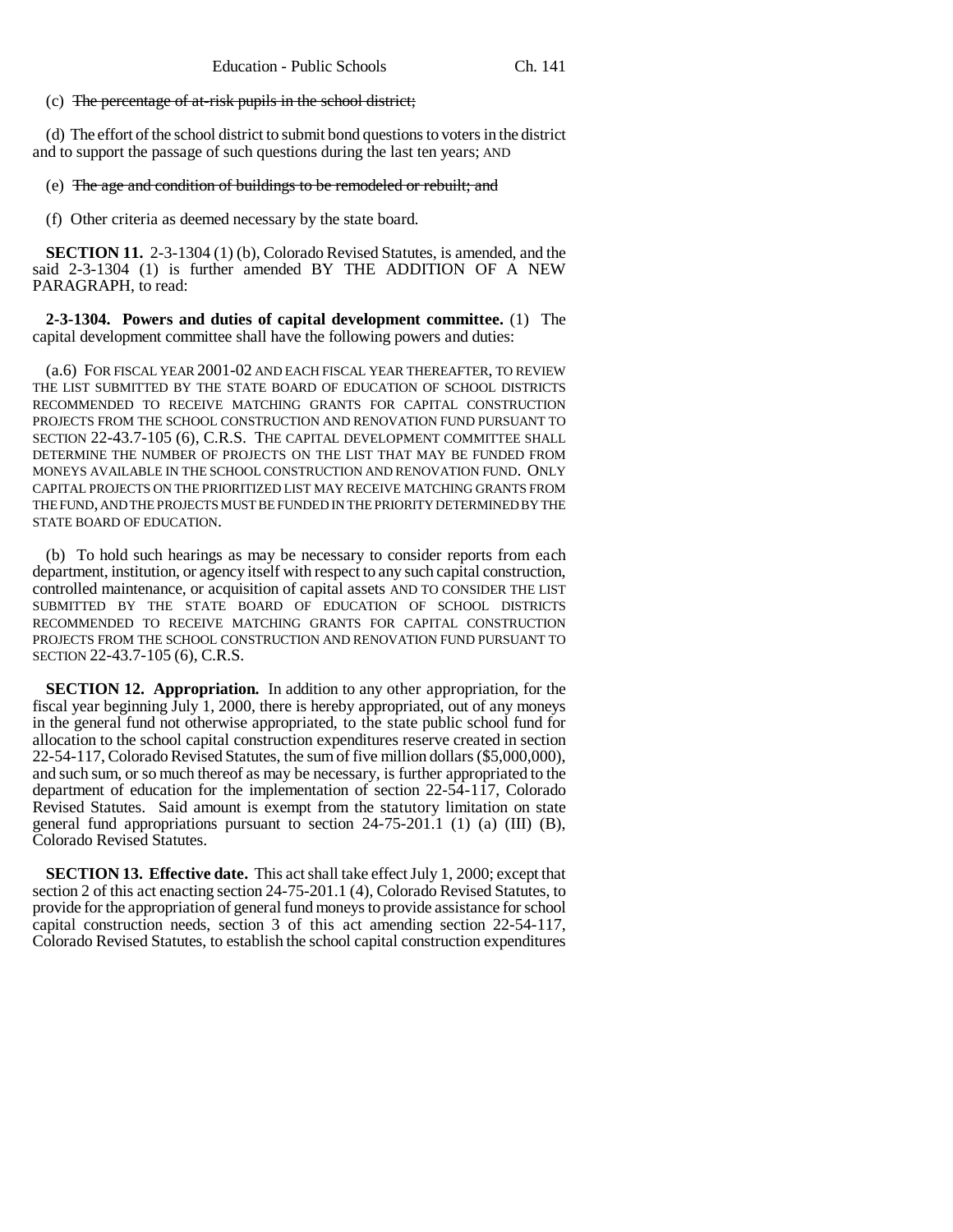(c) ~~The percentage of at-risk pupils in the school district;~~

(d) The effort of the school district to submit bond questions to voters in the district and to support the passage of such questions during the last ten years; AND

(e) ~~The age and condition of buildings to be remodeled or rebuilt; and~~

(f) Other criteria as deemed necessary by the state board.

**SECTION 11.** 2-3-1304 (1) (b), Colorado Revised Statutes, is amended, and the said 2-3-1304 (1) is further amended BY THE ADDITION OF A NEW PARAGRAPH, to read:

**2-3-1304. Powers and duties of capital development committee.** (1) The capital development committee shall have the following powers and duties:

(a.6) FOR FISCAL YEAR 2001-02 AND EACH FISCAL YEAR THEREAFTER, TO REVIEW THE LIST SUBMITTED BY THE STATE BOARD OF EDUCATION OF SCHOOL DISTRICTS RECOMMENDED TO RECEIVE MATCHING GRANTS FOR CAPITAL CONSTRUCTION PROJECTS FROM THE SCHOOL CONSTRUCTION AND RENOVATION FUND PURSUANT TO SECTION 22-43.7-105 (6), C.R.S. THE CAPITAL DEVELOPMENT COMMITTEE SHALL DETERMINE THE NUMBER OF PROJECTS ON THE LIST THAT MAY BE FUNDED FROM MONEYS AVAILABLE IN THE SCHOOL CONSTRUCTION AND RENOVATION FUND. ONLY CAPITAL PROJECTS ON THE PRIORITIZED LIST MAY RECEIVE MATCHING GRANTS FROM THE FUND, AND THE PROJECTS MUST BE FUNDED IN THE PRIORITY DETERMINED BY THE STATE BOARD OF EDUCATION.

(b) To hold such hearings as may be necessary to consider reports from each department, institution, or agency itself with respect to any such capital construction, controlled maintenance, or acquisition of capital assets AND TO CONSIDER THE LIST SUBMITTED BY THE STATE BOARD OF EDUCATION OF SCHOOL DISTRICTS RECOMMENDED TO RECEIVE MATCHING GRANTS FOR CAPITAL CONSTRUCTION PROJECTS FROM THE SCHOOL CONSTRUCTION AND RENOVATION FUND PURSUANT TO SECTION 22-43.7-105 (6), C.R.S.

**SECTION 12. Appropriation.** In addition to any other appropriation, for the fiscal year beginning July 1, 2000, there is hereby appropriated, out of any moneys in the general fund not otherwise appropriated, to the state public school fund for allocation to the school capital construction expenditures reserve created in section 22-54-117, Colorado Revised Statutes, the sum of five million dollars ($5,000,000), and such sum, or so much thereof as may be necessary, is further appropriated to the department of education for the implementation of section 22-54-117, Colorado Revised Statutes. Said amount is exempt from the statutory limitation on state general fund appropriations pursuant to section 24-75-201.1 (1) (a) (III) (B), Colorado Revised Statutes.

**SECTION 13. Effective date.** This act shall take effect July 1, 2000; except that section 2 of this act enacting section 24-75-201.1 (4), Colorado Revised Statutes, to provide for the appropriation of general fund moneys to provide assistance for school capital construction needs, section 3 of this act amending section 22-54-117, Colorado Revised Statutes, to establish the school capital construction expenditures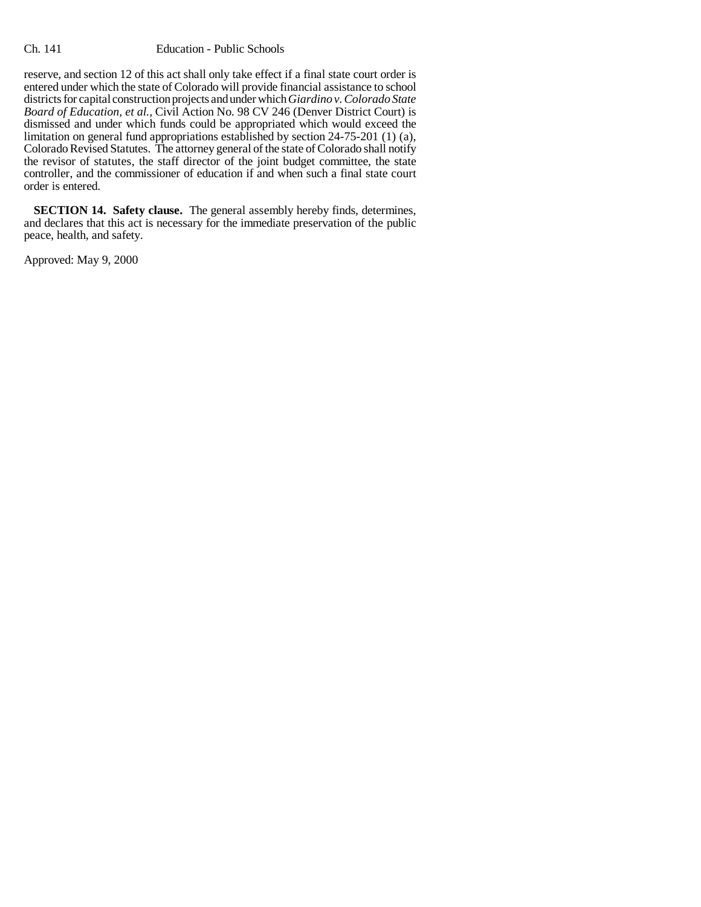reserve, and section 12 of this act shall only take effect if a final state court order is entered under which the state of Colorado will provide financial assistance to school districts for capital construction projects and under which *Giardino v. Colorado State Board of Education, et al.*, Civil Action No. 98 CV 246 (Denver District Court) is dismissed and under which funds could be appropriated which would exceed the limitation on general fund appropriations established by section 24-75-201 (1) (a), Colorado Revised Statutes. The attorney general of the state of Colorado shall notify the revisor of statutes, the staff director of the joint budget committee, the state controller, and the commissioner of education if and when such a final state court order is entered.

**SECTION 14. Safety clause.** The general assembly hereby finds, determines, and declares that this act is necessary for the immediate preservation of the public peace, health, and safety.

Approved: May 9, 2000